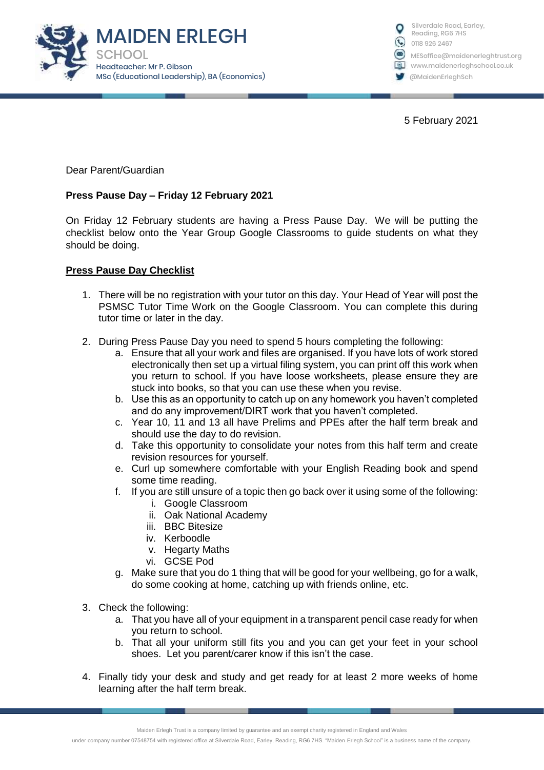# MAIDEN ERLEGH SCHOOL

Headteacher: Mr P. Gibson
MSc (Educational Leadership), BA (Economics)

Silverdale Road, Earley, Reading, RG6 7HS
0118 926 2467
MESoffice@maidenerleghtrust.org
www.maidenerleghschool.co.uk
@MaidenErleghSch

5 February 2021

Dear Parent/Guardian

**Press Pause Day – Friday 12 February 2021**

On Friday 12 February students are having a Press Pause Day. We will be putting the checklist below onto the Year Group Google Classrooms to guide students on what they should be doing.

**<u>Press Pause Day Checklist</u>**

1. There will be no registration with your tutor on this day. Your Head of Year will post the PSMSC Tutor Time Work on the Google Classroom. You can complete this during tutor time or later in the day.

2. During Press Pause Day you need to spend 5 hours completing the following:
    a. Ensure that all your work and files are organised. If you have lots of work stored electronically then set up a virtual filing system, you can print off this work when you return to school. If you have loose worksheets, please ensure they are stuck into books, so that you can use these when you revise.
    b. Use this as an opportunity to catch up on any homework you haven't completed and do any improvement/DIRT work that you haven't completed.
    c. Year 10, 11 and 13 all have Prelims and PPEs after the half term break and should use the day to do revision.
    d. Take this opportunity to consolidate your notes from this half term and create revision resources for yourself.
    e. Curl up somewhere comfortable with your English Reading book and spend some time reading.
    f. If you are still unsure of a topic then go back over it using some of the following:
        i. Google Classroom
        ii. Oak National Academy
        iii. BBC Bitesize
        iv. Kerboodle
        v. Hegarty Maths
        vi. GCSE Pod
    g. Make sure that you do 1 thing that will be good for your wellbeing, go for a walk, do some cooking at home, catching up with friends online, etc.

3. Check the following:
    a. That you have all of your equipment in a transparent pencil case ready for when you return to school.
    b. That all your uniform still fits you and you can get your feet in your school shoes. Let you parent/carer know if this isn't the case.

4. Finally tidy your desk and study and get ready for at least 2 more weeks of home learning after the half term break.

Maiden Erlegh Trust is a company limited by guarantee and an exempt charity registered in England and Wales under company number 07548754 with registered office at Silverdale Road, Earley, Reading, RG6 7HS. "Maiden Erlegh School" is a business name of the company.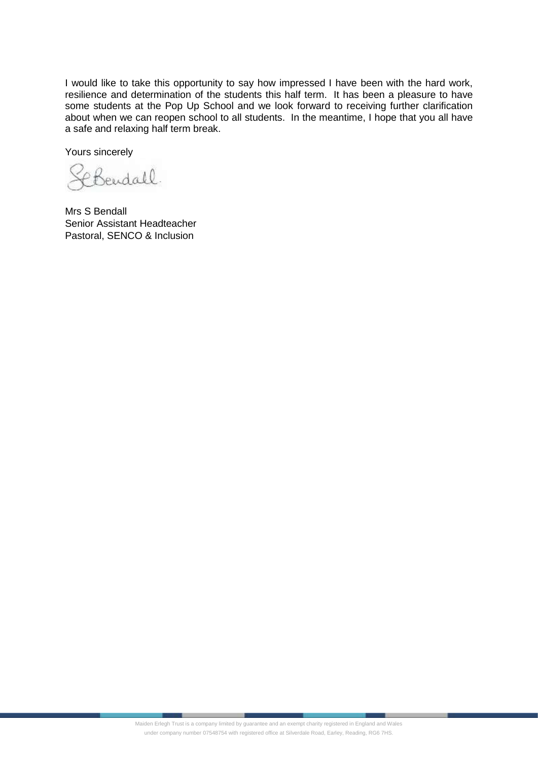I would like to take this opportunity to say how impressed I have been with the hard work, resilience and determination of the students this half term. It has been a pleasure to have some students at the Pop Up School and we look forward to receiving further clarification about when we can reopen school to all students. In the meantime, I hope that you all have a safe and relaxing half term break.

Yours sincerely

Mrs S Bendall
Senior Assistant Headteacher
Pastoral, SENCO & Inclusion

Maiden Erlegh Trust is a company limited by guarantee and an exempt charity registered in England and Wales under company number 07548754 with registered office at Silverdale Road, Earley, Reading, RG6 7HS.